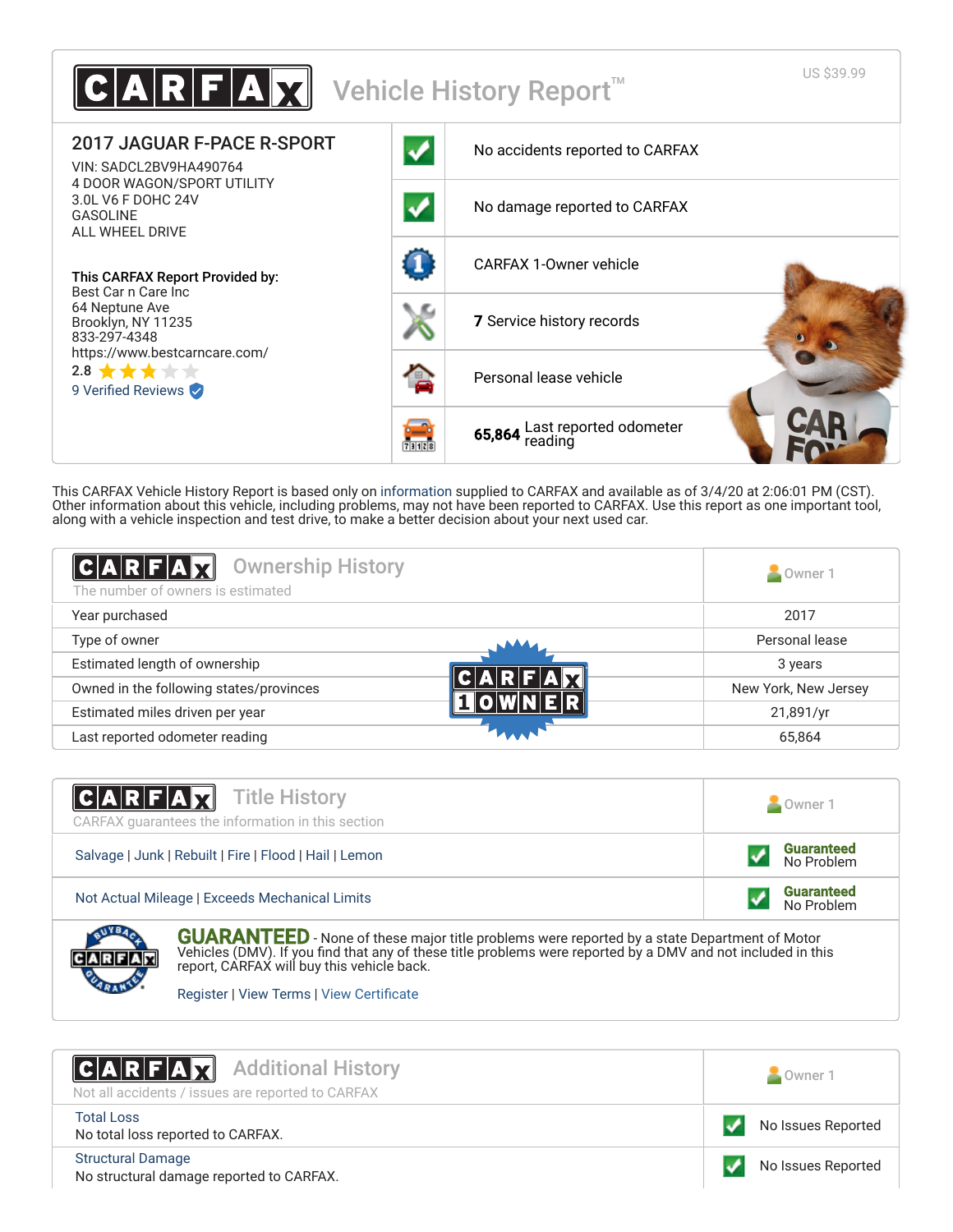# CARFAX Vehicle History Report™

US $39.99

## 2017 JAGUAR F-PACE R-SPORT

VIN: SADCL2BV9HA490764
4 DOOR WAGON/SPORT UTILITY
3.0L V6 F DOHC 24V
GASOLINE
ALL WHEEL DRIVE

**This CARFAX Report Provided by:**
Best Car n Care Inc
64 Neptune Ave
Brooklyn, NY 11235
833-297-4348
https://www.bestcarncare.com/
2.8
9 Verified Reviews

- No accidents reported to CARFAX
- No damage reported to CARFAX
- CARFAX 1-Owner vehicle
- **7** Service history records
- Personal lease vehicle
- **65,864** Last reported odometer reading

This CARFAX Vehicle History Report is based only on information supplied to CARFAX and available as of 3/4/20 at 2:06:01 PM (CST). Other information about this vehicle, including problems, may not have been reported to CARFAX. Use this report as one important tool, along with a vehicle inspection and test drive, to make a better decision about your next used car.

## Ownership History

The number of owners is estimated

| | Owner 1 |
|---|---|
| Year purchased | 2017 |
| Type of owner | Personal lease |
| Estimated length of ownership | 3 years |
| Owned in the following states/provinces | New York, New Jersey |
| Estimated miles driven per year | 21,891/yr |
| Last reported odometer reading | 65,864 |

## Title History

CARFAX guarantees the information in this section

| | Owner 1 |
|---|---|
| Salvage \| Junk \| Rebuilt \| Fire \| Flood \| Hail \| Lemon | Guaranteed No Problem |
| Not Actual Mileage \| Exceeds Mechanical Limits | Guaranteed No Problem |

**GUARANTEED** - None of these major title problems were reported by a state Department of Motor Vehicles (DMV). If you find that any of these title problems were reported by a DMV and not included in this report, CARFAX will buy this vehicle back.

Register | View Terms | View Certificate

## Additional History

Not all accidents / issues are reported to CARFAX

| | Owner 1 |
|---|---|
| Total Loss<br>No total loss reported to CARFAX. | No Issues Reported |
| Structural Damage<br>No structural damage reported to CARFAX. | No Issues Reported |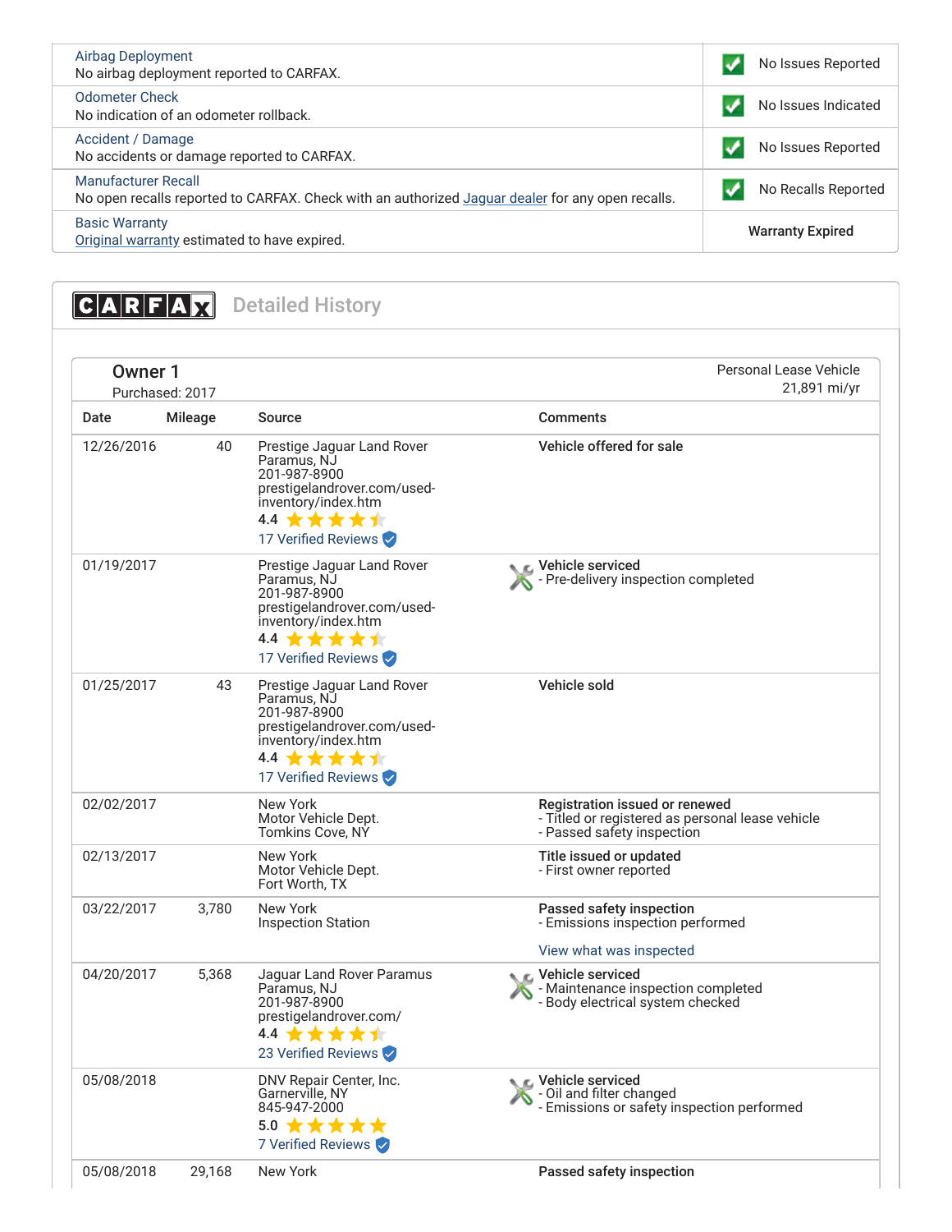| Item | Status |
|---|---|
| Airbag Deployment<br>No airbag deployment reported to CARFAX. | No Issues Reported |
| Odometer Check<br>No indication of an odometer rollback. | No Issues Indicated |
| Accident / Damage<br>No accidents or damage reported to CARFAX. | No Issues Reported |
| Manufacturer Recall<br>No open recalls reported to CARFAX. Check with an authorized Jaguar dealer for any open recalls. | No Recalls Reported |
| Basic Warranty<br>Original warranty estimated to have expired. | Warranty Expired |

## CARFAX Detailed History

### Owner 1

Purchased: 2017

Personal Lease Vehicle
21,891 mi/yr

| Date | Mileage | Source | Comments |
|---|---|---|---|
| 12/26/2016 | 40 | Prestige Jaguar Land Rover<br>Paramus, NJ<br>201-987-8900<br>prestigelandrover.com/used-inventory/index.htm<br>4.4<br>17 Verified Reviews | **Vehicle offered for sale** |
| 01/19/2017 | | Prestige Jaguar Land Rover<br>Paramus, NJ<br>201-987-8900<br>prestigelandrover.com/used-inventory/index.htm<br>4.4<br>17 Verified Reviews | **Vehicle serviced**<br>- Pre-delivery inspection completed |
| 01/25/2017 | 43 | Prestige Jaguar Land Rover<br>Paramus, NJ<br>201-987-8900<br>prestigelandrover.com/used-inventory/index.htm<br>4.4<br>17 Verified Reviews | **Vehicle sold** |
| 02/02/2017 | | New York<br>Motor Vehicle Dept.<br>Tomkins Cove, NY | **Registration issued or renewed**<br>- Titled or registered as personal lease vehicle<br>- Passed safety inspection |
| 02/13/2017 | | New York<br>Motor Vehicle Dept.<br>Fort Worth, TX | **Title issued or updated**<br>- First owner reported |
| 03/22/2017 | 3,780 | New York<br>Inspection Station | **Passed safety inspection**<br>- Emissions inspection performed<br>View what was inspected |
| 04/20/2017 | 5,368 | Jaguar Land Rover Paramus<br>Paramus, NJ<br>201-987-8900<br>prestigelandrover.com/<br>4.4<br>23 Verified Reviews | **Vehicle serviced**<br>- Maintenance inspection completed<br>- Body electrical system checked |
| 05/08/2018 | | DNV Repair Center, Inc.<br>Garnerville, NY<br>845-947-2000<br>5.0<br>7 Verified Reviews | **Vehicle serviced**<br>- Oil and filter changed<br>- Emissions or safety inspection performed |
| 05/08/2018 | 29,168 | New York | **Passed safety inspection** |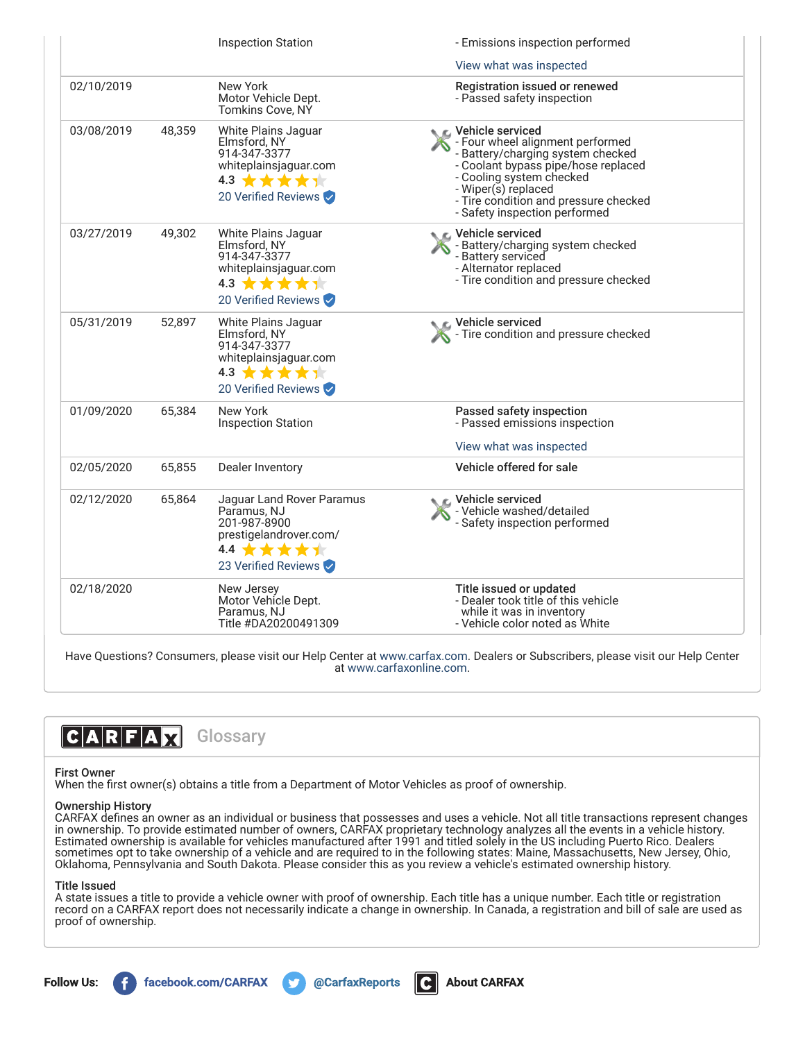| Date | Mileage | Source | Comments |
|---|---|---|---|
| | | Inspection Station | - Emissions inspection performed<br><br>View what was inspected |
| 02/10/2019 | | New York<br>Motor Vehicle Dept.<br>Tomkins Cove, NY | **Registration issued or renewed**<br>- Passed safety inspection |
| 03/08/2019 | 48,359 | White Plains Jaguar<br>Elmsford, NY<br>914-347-3377<br>whiteplainsjaguar.com<br>4.3<br>20 Verified Reviews | **Vehicle serviced**<br>- Four wheel alignment performed<br>- Battery/charging system checked<br>- Coolant bypass pipe/hose replaced<br>- Cooling system checked<br>- Wiper(s) replaced<br>- Tire condition and pressure checked<br>- Safety inspection performed |
| 03/27/2019 | 49,302 | White Plains Jaguar<br>Elmsford, NY<br>914-347-3377<br>whiteplainsjaguar.com<br>4.3<br>20 Verified Reviews | **Vehicle serviced**<br>- Battery/charging system checked<br>- Battery serviced<br>- Alternator replaced<br>- Tire condition and pressure checked |
| 05/31/2019 | 52,897 | White Plains Jaguar<br>Elmsford, NY<br>914-347-3377<br>whiteplainsjaguar.com<br>4.3<br>20 Verified Reviews | **Vehicle serviced**<br>- Tire condition and pressure checked |
| 01/09/2020 | 65,384 | New York<br>Inspection Station | **Passed safety inspection**<br>- Passed emissions inspection<br><br>View what was inspected |
| 02/05/2020 | 65,855 | Dealer Inventory | **Vehicle offered for sale** |
| 02/12/2020 | 65,864 | Jaguar Land Rover Paramus<br>Paramus, NJ<br>201-987-8900<br>prestigelandrover.com/<br>4.4<br>23 Verified Reviews | **Vehicle serviced**<br>- Vehicle washed/detailed<br>- Safety inspection performed |
| 02/18/2020 | | New Jersey<br>Motor Vehicle Dept.<br>Paramus, NJ<br>Title #DA20200491309 | **Title issued or updated**<br>- Dealer took title of this vehicle while it was in inventory<br>- Vehicle color noted as White |

Have Questions? Consumers, please visit our Help Center at www.carfax.com. Dealers or Subscribers, please visit our Help Center at www.carfaxonline.com.

## CARFAX Glossary

**First Owner**
When the first owner(s) obtains a title from a Department of Motor Vehicles as proof of ownership.

**Ownership History**
CARFAX defines an owner as an individual or business that possesses and uses a vehicle. Not all title transactions represent changes in ownership. To provide estimated number of owners, CARFAX proprietary technology analyzes all the events in a vehicle history. Estimated ownership is available for vehicles manufactured after 1991 and titled solely in the US including Puerto Rico. Dealers sometimes opt to take ownership of a vehicle and are required to in the following states: Maine, Massachusetts, New Jersey, Ohio, Oklahoma, Pennsylvania and South Dakota. Please consider this as you review a vehicle's estimated ownership history.

**Title Issued**
A state issues a title to provide a vehicle owner with proof of ownership. Each title has a unique number. Each title or registration record on a CARFAX report does not necessarily indicate a change in ownership. In Canada, a registration and bill of sale are used as proof of ownership.

**Follow Us:** facebook.com/CARFAX @CarfaxReports About CARFAX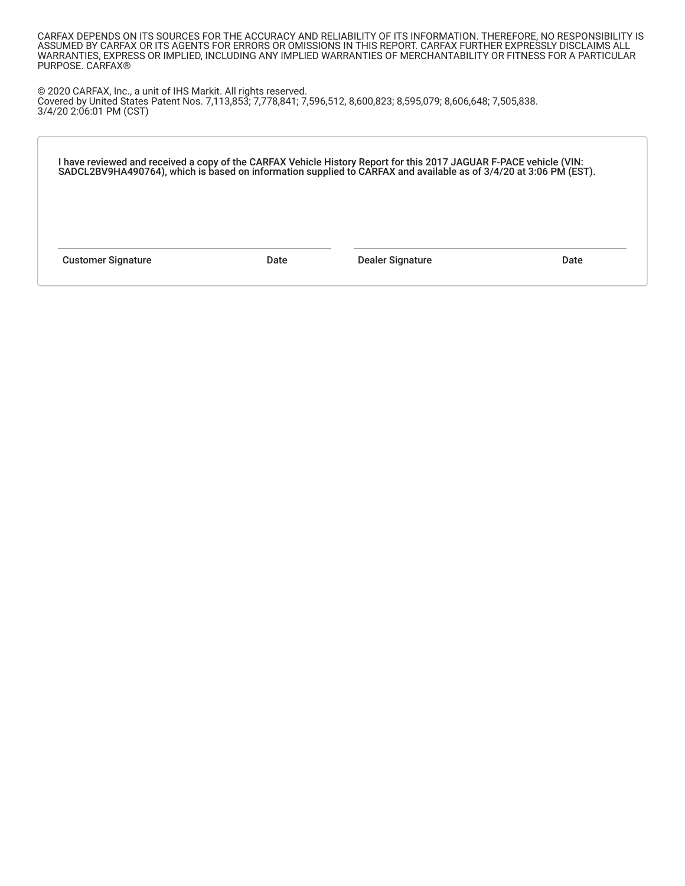CARFAX DEPENDS ON ITS SOURCES FOR THE ACCURACY AND RELIABILITY OF ITS INFORMATION. THEREFORE, NO RESPONSIBILITY IS ASSUMED BY CARFAX OR ITS AGENTS FOR ERRORS OR OMISSIONS IN THIS REPORT. CARFAX FURTHER EXPRESSLY DISCLAIMS ALL WARRANTIES, EXPRESS OR IMPLIED, INCLUDING ANY IMPLIED WARRANTIES OF MERCHANTABILITY OR FITNESS FOR A PARTICULAR PURPOSE. CARFAX®

© 2020 CARFAX, Inc., a unit of IHS Markit. All rights reserved.
Covered by United States Patent Nos. 7,113,853; 7,778,841; 7,596,512, 8,600,823; 8,595,079; 8,606,648; 7,505,838.
3/4/20 2:06:01 PM (CST)

**I have reviewed and received a copy of the CARFAX Vehicle History Report for this 2017 JAGUAR F-PACE vehicle (VIN: SADCL2BV9HA490764), which is based on information supplied to CARFAX and available as of 3/4/20 at 3:06 PM (EST).**

| | | | |
|---|---|---|---|
| **Customer Signature** | **Date** | **Dealer Signature** | **Date** |